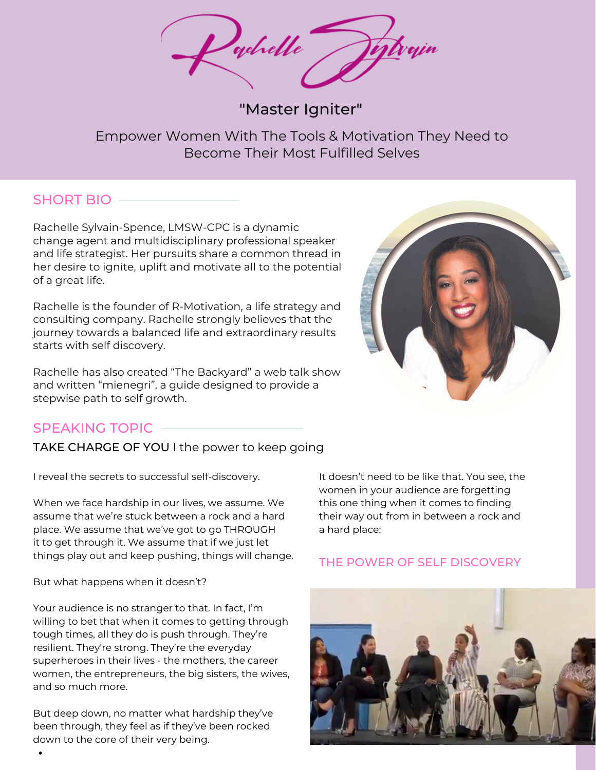# Rachelle Sylvain

"Master Igniter"

Empower Women With The Tools & Motivation They Need to Become Their Most Fulfilled Selves

## SHORT BIO

Rachelle Sylvain-Spence, LMSW-CPC is a dynamic change agent and multidisciplinary professional speaker and life strategist. Her pursuits share a common thread in her desire to ignite, uplift and motivate all to the potential of a great life.

Rachelle is the founder of R-Motivation, a life strategy and consulting company. Rachelle strongly believes that the journey towards a balanced life and extraordinary results starts with self discovery.

Rachelle has also created "The Backyard" a web talk show and written "mienegri", a guide designed to provide a stepwise path to self growth.

## SPEAKING TOPIC

TAKE CHARGE OF YOU I the power to keep going

I reveal the secrets to successful self-discovery.

When we face hardship in our lives, we assume. We assume that we're stuck between a rock and a hard place. We assume that we've got to go THROUGH it to get through it. We assume that if we just let things play out and keep pushing, things will change.

But what happens when it doesn't?

Your audience is no stranger to that. In fact, I'm willing to bet that when it comes to getting through tough times, all they do is push through. They're resilient. They're strong. They're the everyday superheroes in their lives - the mothers, the career women, the entrepreneurs, the big sisters, the wives, and so much more.

But deep down, no matter what hardship they've been through, they feel as if they've been rocked down to the core of their very being.

It doesn't need to be like that. You see, the women in your audience are forgetting this one thing when it comes to finding their way out from in between a rock and a hard place:

### THE POWER OF SELF DISCOVERY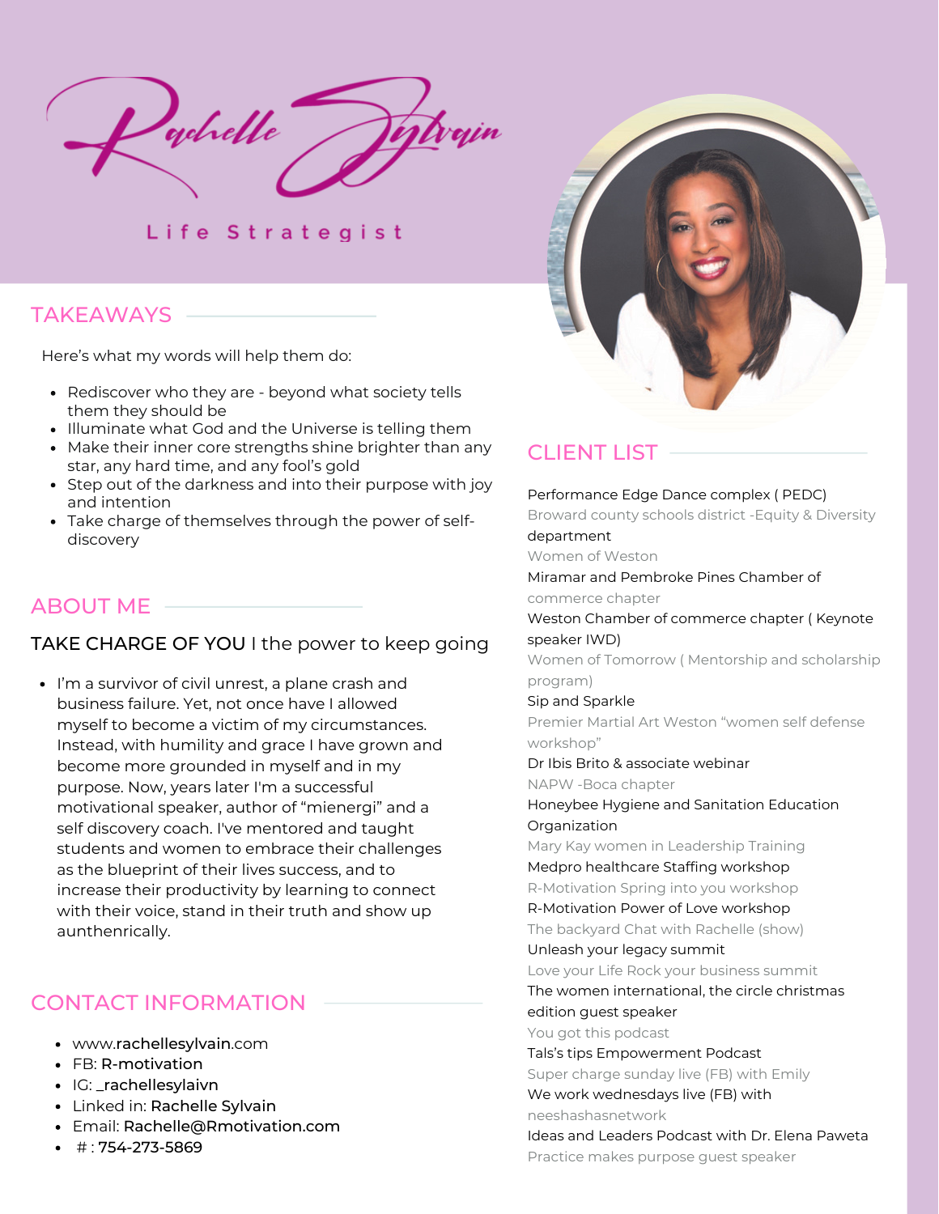# Rachelle Sylvain

Life Strategist

## TAKEAWAYS

Here's what my words will help them do:

- Rediscover who they are - beyond what society tells them they should be
- Illuminate what God and the Universe is telling them
- Make their inner core strengths shine brighter than any star, any hard time, and any fool's gold
- Step out of the darkness and into their purpose with joy and intention
- Take charge of themselves through the power of self-discovery

## ABOUT ME

TAKE CHARGE OF YOU I the power to keep going

- I'm a survivor of civil unrest, a plane crash and business failure. Yet, not once have I allowed myself to become a victim of my circumstances. Instead, with humility and grace I have grown and become more grounded in myself and in my purpose. Now, years later I'm a successful motivational speaker, author of "mienergi" and a self discovery coach. I've mentored and taught students and women to embrace their challenges as the blueprint of their lives success, and to increase their productivity by learning to connect with their voice, stand in their truth and show up aunthenrically.

## CONTACT INFORMATION

- www.rachellesylvain.com
- FB: R-motivation
- IG: _rachellesylaivn
- Linked in: Rachelle Sylvain
- Email: Rachelle@Rmotivation.com
- # : 754-273-5869

## CLIENT LIST

Performance Edge Dance complex ( PEDC)
Broward county schools district -Equity & Diversity department
Women of Weston
Miramar and Pembroke Pines Chamber of commerce chapter
Weston Chamber of commerce chapter ( Keynote speaker IWD)
Women of Tomorrow ( Mentorship and scholarship program)
Sip and Sparkle
Premier Martial Art Weston "women self defense workshop"
Dr Ibis Brito & associate webinar
NAPW -Boca chapter
Honeybee Hygiene and Sanitation Education Organization
Mary Kay women in Leadership Training
Medpro healthcare Staffing workshop
R-Motivation Spring into you workshop
R-Motivation Power of Love workshop
The backyard Chat with Rachelle (show)
Unleash your legacy summit
Love your Life Rock your business summit
The women international, the circle christmas edition guest speaker
You got this podcast
Tals's tips Empowerment Podcast
Super charge sunday live (FB) with Emily
We work wednesdays live (FB) with neeshashasnetwork
Ideas and Leaders Podcast with Dr. Elena Paweta
Practice makes purpose guest speaker